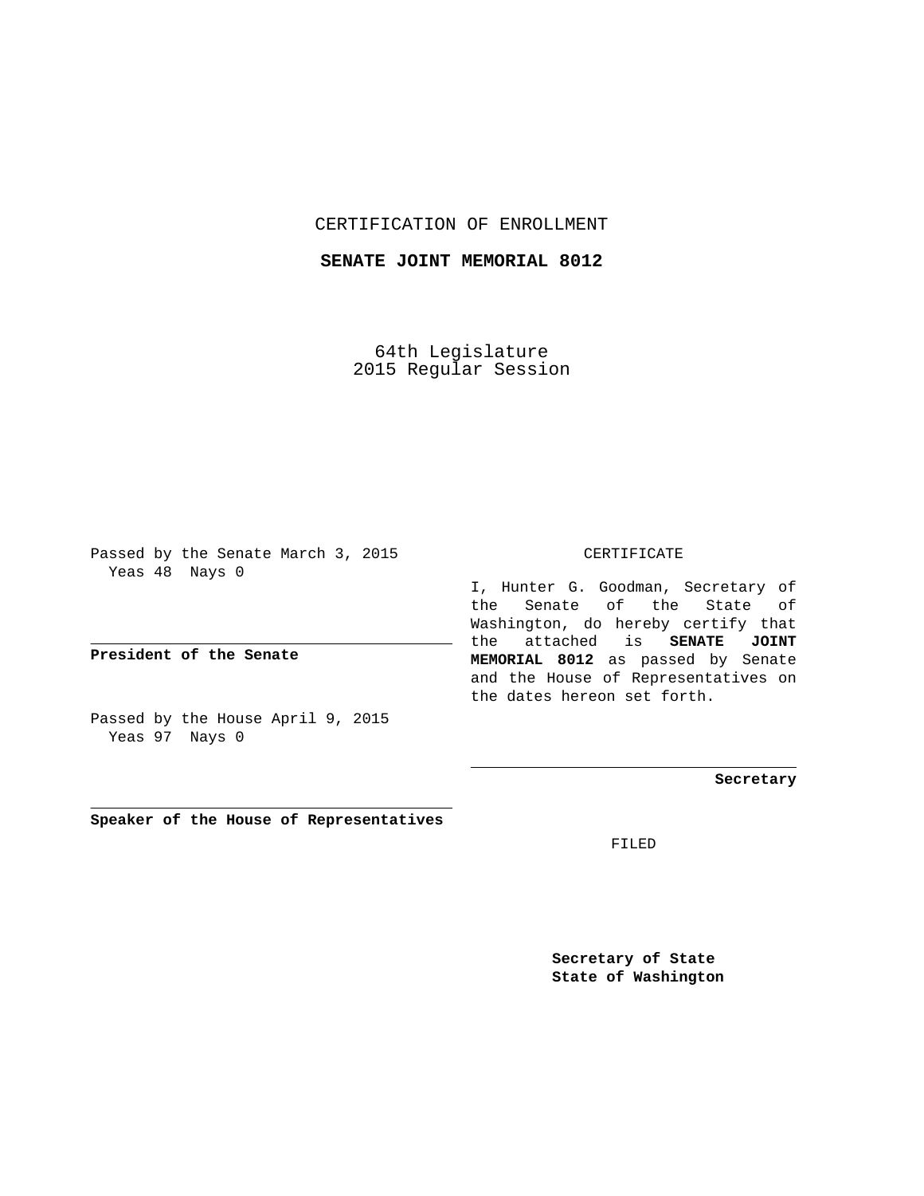# CERTIFICATION OF ENROLLMENT

## SENATE JOINT MEMORIAL 8012

64th Legislature
2015 Regular Session

Passed by the Senate March 3, 2015
Yeas 48 Nays 0

**President of the Senate**

Passed by the House April 9, 2015
Yeas 97 Nays 0

**Speaker of the House of Representatives**

CERTIFICATE

I, Hunter G. Goodman, Secretary of the Senate of the State of Washington, do hereby certify that the attached is **SENATE JOINT MEMORIAL 8012** as passed by Senate and the House of Representatives on the dates hereon set forth.

**Secretary**

FILED

**Secretary of State**
**State of Washington**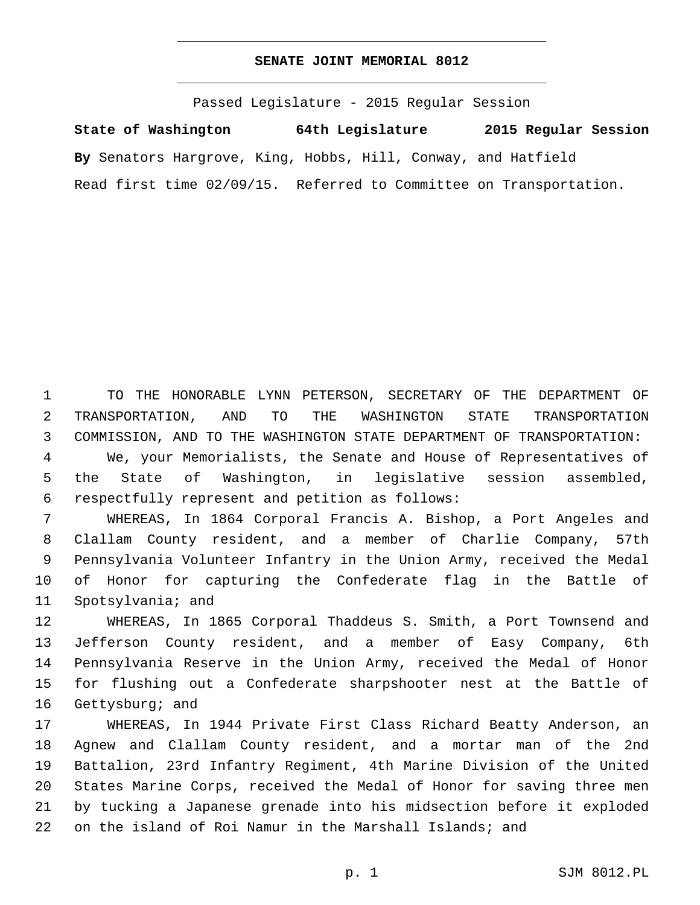# SENATE JOINT MEMORIAL 8012

Passed Legislature - 2015 Regular Session

**State of Washington 64th Legislature 2015 Regular Session**

**By** Senators Hargrove, King, Hobbs, Hill, Conway, and Hatfield

Read first time 02/09/15. Referred to Committee on Transportation.

TO THE HONORABLE LYNN PETERSON, SECRETARY OF THE DEPARTMENT OF TRANSPORTATION, AND TO THE WASHINGTON STATE TRANSPORTATION COMMISSION, AND TO THE WASHINGTON STATE DEPARTMENT OF TRANSPORTATION:

We, your Memorialists, the Senate and House of Representatives of the State of Washington, in legislative session assembled, respectfully represent and petition as follows:

WHEREAS, In 1864 Corporal Francis A. Bishop, a Port Angeles and Clallam County resident, and a member of Charlie Company, 57th Pennsylvania Volunteer Infantry in the Union Army, received the Medal of Honor for capturing the Confederate flag in the Battle of Spotsylvania; and

WHEREAS, In 1865 Corporal Thaddeus S. Smith, a Port Townsend and Jefferson County resident, and a member of Easy Company, 6th Pennsylvania Reserve in the Union Army, received the Medal of Honor for flushing out a Confederate sharpshooter nest at the Battle of Gettysburg; and

WHEREAS, In 1944 Private First Class Richard Beatty Anderson, an Agnew and Clallam County resident, and a mortar man of the 2nd Battalion, 23rd Infantry Regiment, 4th Marine Division of the United States Marine Corps, received the Medal of Honor for saving three men by tucking a Japanese grenade into his midsection before it exploded on the island of Roi Namur in the Marshall Islands; and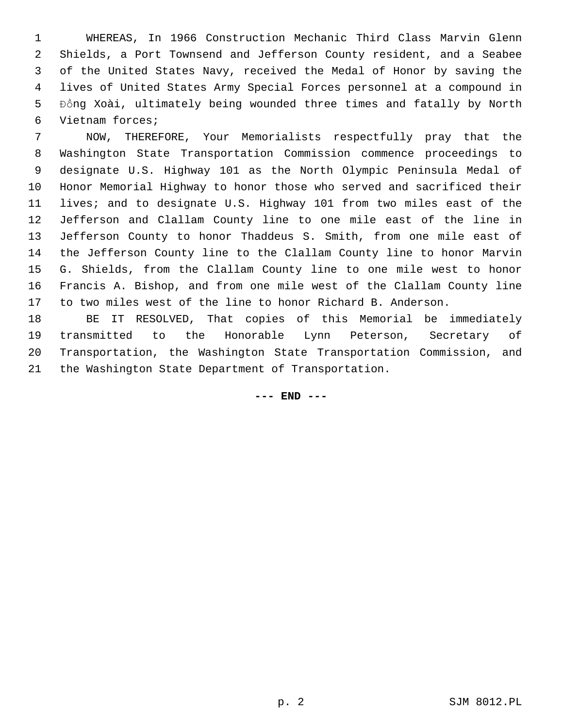WHEREAS, In 1966 Construction Mechanic Third Class Marvin Glenn Shields, a Port Townsend and Jefferson County resident, and a Seabee of the United States Navy, received the Medal of Honor by saving the lives of United States Army Special Forces personnel at a compound in Đồng Xoài, ultimately being wounded three times and fatally by North Vietnam forces;

NOW, THEREFORE, Your Memorialists respectfully pray that the Washington State Transportation Commission commence proceedings to designate U.S. Highway 101 as the North Olympic Peninsula Medal of Honor Memorial Highway to honor those who served and sacrificed their lives; and to designate U.S. Highway 101 from two miles east of the Jefferson and Clallam County line to one mile east of the line in Jefferson County to honor Thaddeus S. Smith, from one mile east of the Jefferson County line to the Clallam County line to honor Marvin G. Shields, from the Clallam County line to one mile west to honor Francis A. Bishop, and from one mile west of the Clallam County line to two miles west of the line to honor Richard B. Anderson.

BE IT RESOLVED, That copies of this Memorial be immediately transmitted to the Honorable Lynn Peterson, Secretary of Transportation, the Washington State Transportation Commission, and the Washington State Department of Transportation.

**--- END ---**